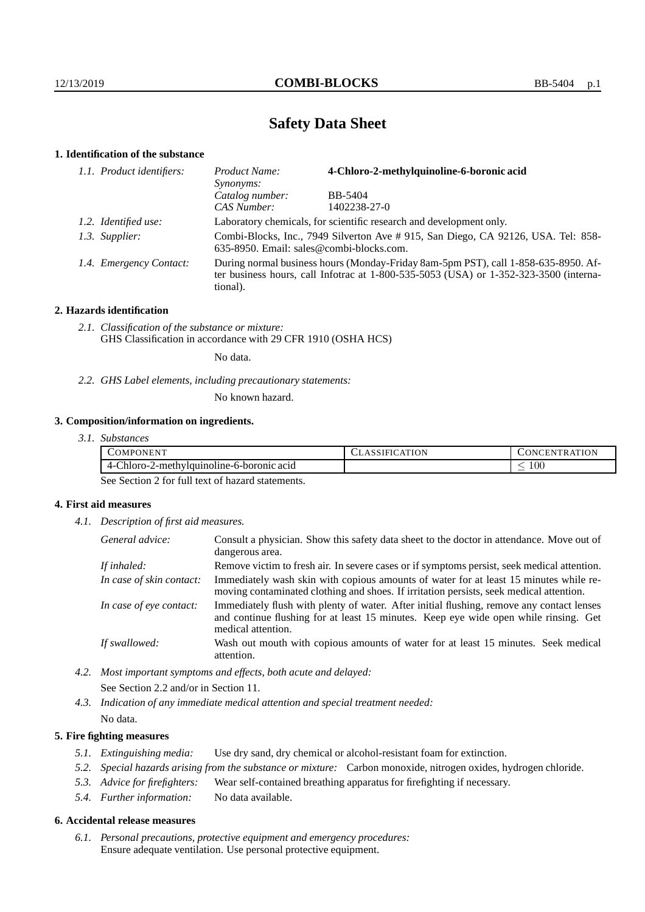# Safety Data Sheet

## 1. Identification of the substance

*1.1. Product identifiers:*
- *Product Name:* **4-Chloro-2-methylquinoline-6-boronic acid**
- *Synonyms:*
- *Catalog number:* BB-5404
- *CAS Number:* 1402238-27-0

*1.2. Identified use:* Laboratory chemicals, for scientific research and development only.

*1.3. Supplier:* Combi-Blocks, Inc., 7949 Silverton Ave # 915, San Diego, CA 92126, USA. Tel: 858-635-8950. Email: sales@combi-blocks.com.

*1.4. Emergency Contact:* During normal business hours (Monday-Friday 8am-5pm PST), call 1-858-635-8950. After business hours, call Infotrac at 1-800-535-5053 (USA) or 1-352-323-3500 (international).

## 2. Hazards identification

*2.1. Classification of the substance or mixture:*
GHS Classification in accordance with 29 CFR 1910 (OSHA HCS)

No data.

*2.2. GHS Label elements, including precautionary statements:*

No known hazard.

## 3. Composition/information on ingredients.

*3.1. Substances*

| COMPONENT | CLASSIFICATION | CONCENTRATION |
|---|---|---|
| 4-Chloro-2-methylquinoline-6-boronic acid | | $\leq 100$ |

See Section 2 for full text of hazard statements.

## 4. First aid measures

*4.1. Description of first aid measures.*

*General advice:* Consult a physician. Show this safety data sheet to the doctor in attendance. Move out of dangerous area.

*If inhaled:* Remove victim to fresh air. In severe cases or if symptoms persist, seek medical attention.

*In case of skin contact:* Immediately wash skin with copious amounts of water for at least 15 minutes while removing contaminated clothing and shoes. If irritation persists, seek medical attention.

*In case of eye contact:* Immediately flush with plenty of water. After initial flushing, remove any contact lenses and continue flushing for at least 15 minutes. Keep eye wide open while rinsing. Get medical attention.

*If swallowed:* Wash out mouth with copious amounts of water for at least 15 minutes. Seek medical attention.

*4.2. Most important symptoms and effects, both acute and delayed:*
See Section 2.2 and/or in Section 11.

*4.3. Indication of any immediate medical attention and special treatment needed:*
No data.

## 5. Fire fighting measures

*5.1. Extinguishing media:* Use dry sand, dry chemical or alcohol-resistant foam for extinction.

*5.2. Special hazards arising from the substance or mixture:* Carbon monoxide, nitrogen oxides, hydrogen chloride.

*5.3. Advice for firefighters:* Wear self-contained breathing apparatus for firefighting if necessary.

*5.4. Further information:* No data available.

## 6. Accidental release measures

*6.1. Personal precautions, protective equipment and emergency procedures:*
Ensure adequate ventilation. Use personal protective equipment.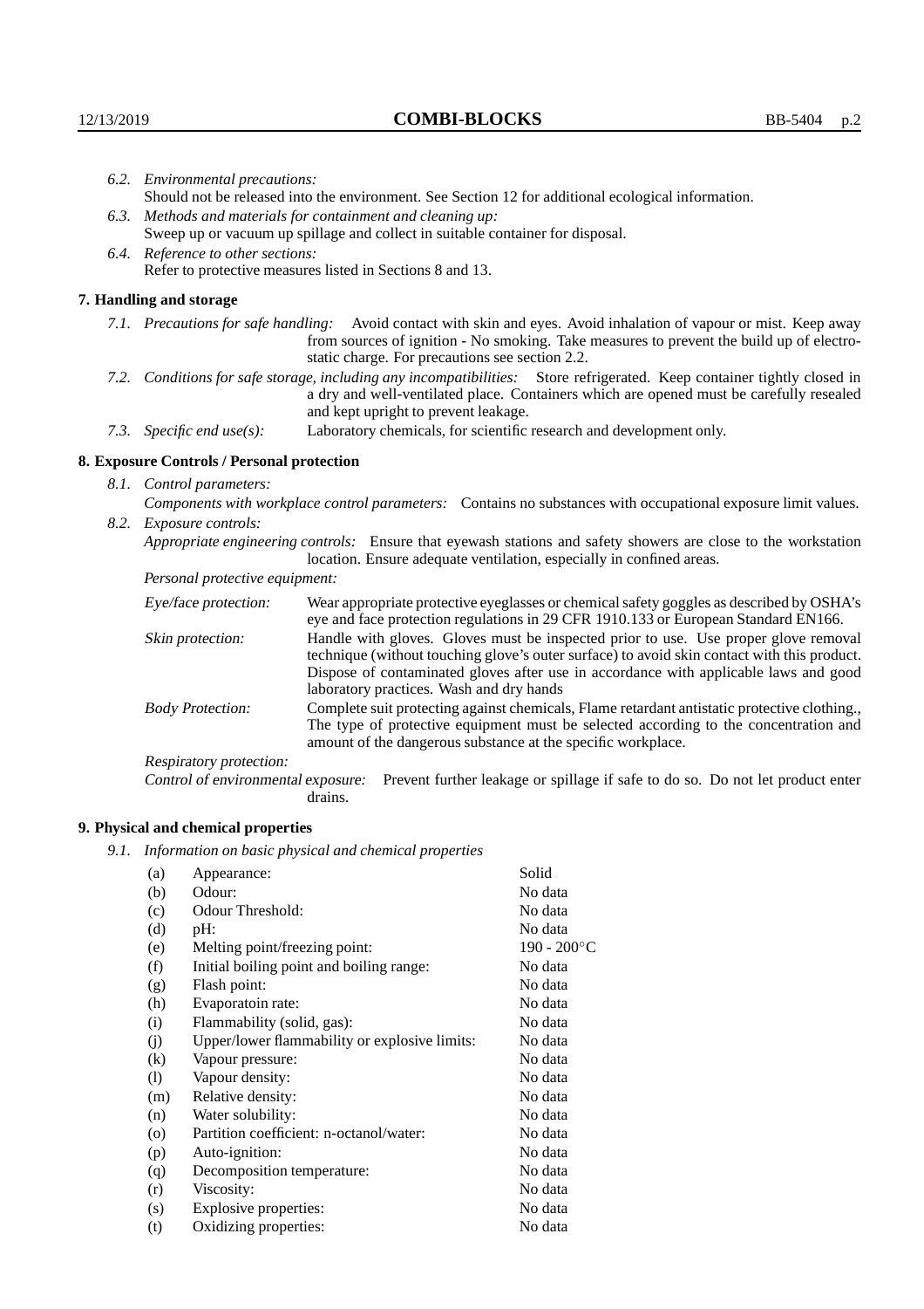*6.2. Environmental precautions:*
Should not be released into the environment. See Section 12 for additional ecological information.

*6.3. Methods and materials for containment and cleaning up:*
Sweep up or vacuum up spillage and collect in suitable container for disposal.

*6.4. Reference to other sections:*
Refer to protective measures listed in Sections 8 and 13.

## 7. Handling and storage

*7.1. Precautions for safe handling:* Avoid contact with skin and eyes. Avoid inhalation of vapour or mist. Keep away from sources of ignition - No smoking. Take measures to prevent the build up of electrostatic charge. For precautions see section 2.2.

*7.2. Conditions for safe storage, including any incompatibilities:* Store refrigerated. Keep container tightly closed in a dry and well-ventilated place. Containers which are opened must be carefully resealed and kept upright to prevent leakage.

*7.3. Specific end use(s):* Laboratory chemicals, for scientific research and development only.

## 8. Exposure Controls / Personal protection

*8.1. Control parameters:*

*Components with workplace control parameters:* Contains no substances with occupational exposure limit values.

*8.2. Exposure controls:*

*Appropriate engineering controls:* Ensure that eyewash stations and safety showers are close to the workstation location. Ensure adequate ventilation, especially in confined areas.

*Personal protective equipment:*

*Eye/face protection:* Wear appropriate protective eyeglasses or chemical safety goggles as described by OSHA's eye and face protection regulations in 29 CFR 1910.133 or European Standard EN166.

*Skin protection:* Handle with gloves. Gloves must be inspected prior to use. Use proper glove removal technique (without touching glove's outer surface) to avoid skin contact with this product. Dispose of contaminated gloves after use in accordance with applicable laws and good laboratory practices. Wash and dry hands

*Body Protection:* Complete suit protecting against chemicals, Flame retardant antistatic protective clothing., The type of protective equipment must be selected according to the concentration and amount of the dangerous substance at the specific workplace.

*Respiratory protection:*

*Control of environmental exposure:* Prevent further leakage or spillage if safe to do so. Do not let product enter drains.

## 9. Physical and chemical properties

*9.1. Information on basic physical and chemical properties*

| | | |
|---|---|---|
| (a) | Appearance: | Solid |
| (b) | Odour: | No data |
| (c) | Odour Threshold: | No data |
| (d) | pH: | No data |
| (e) | Melting point/freezing point: | 190 - 200°C |
| (f) | Initial boiling point and boiling range: | No data |
| (g) | Flash point: | No data |
| (h) | Evaporatoin rate: | No data |
| (i) | Flammability (solid, gas): | No data |
| (j) | Upper/lower flammability or explosive limits: | No data |
| (k) | Vapour pressure: | No data |
| (l) | Vapour density: | No data |
| (m) | Relative density: | No data |
| (n) | Water solubility: | No data |
| (o) | Partition coefficient: n-octanol/water: | No data |
| (p) | Auto-ignition: | No data |
| (q) | Decomposition temperature: | No data |
| (r) | Viscosity: | No data |
| (s) | Explosive properties: | No data |
| (t) | Oxidizing properties: | No data |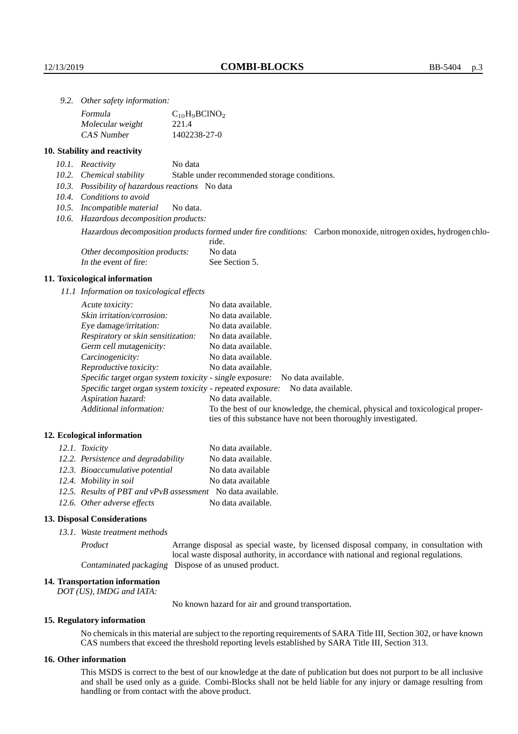*9.2. Other safety information:*

| | |
|---|---|
| *Formula* | $C_{10}H_9BClNO_2$ |
| *Molecular weight* | 221.4 |
| *CAS Number* | 1402238-27-0 |

### 10. Stability and reactivity

*10.1. Reactivity* No data

*10.2. Chemical stability* Stable under recommended storage conditions.

*10.3. Possibility of hazardous reactions* No data

*10.4. Conditions to avoid*

*10.5. Incompatible material* No data.

*10.6. Hazardous decomposition products:*

*Hazardous decomposition products formed under fire conditions:* Carbon monoxide, nitrogen oxides, hydrogen chloride.

*Other decomposition products:* No data

*In the event of fire:* See Section 5.

### 11. Toxicological information

*11.1 Information on toxicological effects*

| | |
|---|---|
| *Acute toxicity:* | No data available. |
| *Skin irritation/corrosion:* | No data available. |
| *Eye damage/irritation:* | No data available. |
| *Respiratory or skin sensitization:* | No data available. |
| *Germ cell mutagenicity:* | No data available. |
| *Carcinogenicity:* | No data available. |
| *Reproductive toxicity:* | No data available. |
| *Specific target organ system toxicity - single exposure:* | No data available. |
| *Specific target organ system toxicity - repeated exposure:* | No data available. |
| *Aspiration hazard:* | No data available. |
| *Additional information:* | To the best of our knowledge, the chemical, physical and toxicological properties of this substance have not been thoroughly investigated. |

### 12. Ecological information

| | |
|---|---|
| *12.1. Toxicity* | No data available. |
| *12.2. Persistence and degradability* | No data available. |
| *12.3. Bioaccumulative potential* | No data available |
| *12.4. Mobility in soil* | No data available |
| *12.5. Results of PBT and vPvB assessment* | No data available. |
| *12.6. Other adverse effects* | No data available. |

### 13. Disposal Considerations

*13.1. Waste treatment methods*

*Product* Arrange disposal as special waste, by licensed disposal company, in consultation with local waste disposal authority, in accordance with national and regional regulations.

*Contaminated packaging* Dispose of as unused product.

### 14. Transportation information

*DOT (US), IMDG and IATA:*

No known hazard for air and ground transportation.

### 15. Regulatory information

No chemicals in this material are subject to the reporting requirements of SARA Title III, Section 302, or have known CAS numbers that exceed the threshold reporting levels established by SARA Title III, Section 313.

### 16. Other information

This MSDS is correct to the best of our knowledge at the date of publication but does not purport to be all inclusive and shall be used only as a guide. Combi-Blocks shall not be held liable for any injury or damage resulting from handling or from contact with the above product.